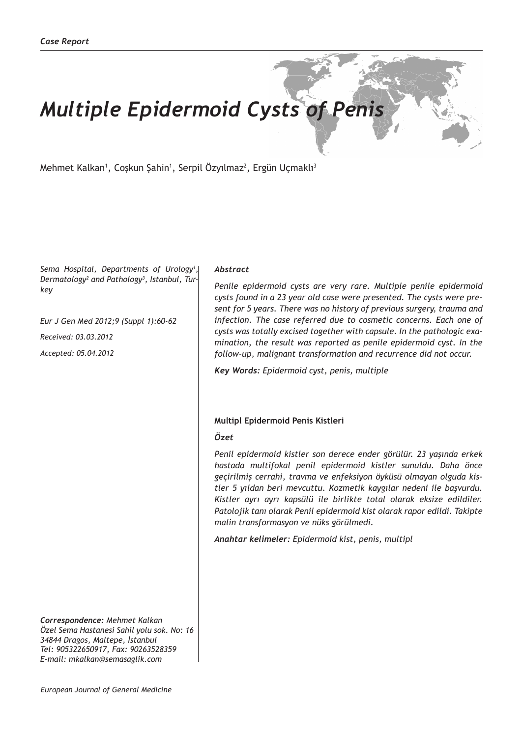*Case Report*

# *Multiple Epidermoid Cysts of Penis*

Mehmet Kalkan[1], Coşkun Şahin[1], Serpil Özyılmaz[2], Ergün Uçmaklı[3]

*Sema Hospital, Departments of Urology[1], Dermatology[2] and Pathology[3], Istanbul, Turkey*

*Eur J Gen Med 2012;9 (Suppl 1):60-62*

*Received: 03.03.2012*

*Accepted: 05.04.2012*

***Abstract***

*Penile epidermoid cysts are very rare. Multiple penile epidermoid cysts found in a 23 year old case were presented. The cysts were present for 5 years. There was no history of previous surgery, trauma and infection. The case referred due to cosmetic concerns. Each one of cysts was totally excised together with capsule. In the pathologic examination, the result was reported as penile epidermoid cyst. In the follow-up, malignant transformation and recurrence did not occur.*

***Key Words:*** *Epidermoid cyst, penis, multiple*

**Multipl Epidermoid Penis Kistleri**

***Özet***

*Penil epidermoid kistler son derece ender görülür. 23 yaşında erkek hastada multifokal penil epidermoid kistler sunuldu. Daha önce geçirilmiş cerrahi, travma ve enfeksiyon öyküsü olmayan olguda kistler 5 yıldan beri mevcuttu. Kozmetik kaygılar nedeni ile başvurdu. Kistler ayrı ayrı kapsülü ile birlikte total olarak eksize edildiler. Patolojik tanı olarak Penil epidermoid kist olarak rapor edildi. Takipte malin transformasyon ve nüks görülmedi.*

***Anahtar kelimeler:*** *Epidermoid kist, penis, multipl*

***Correspondence:*** *Mehmet Kalkan*
*Özel Sema Hastanesi Sahil yolu sok. No: 16*
*34844 Dragos, Maltepe, İstanbul*
*Tel: 905322650917, Fax: 90263528359*
*E-mail: mkalkan@semasaglik.com*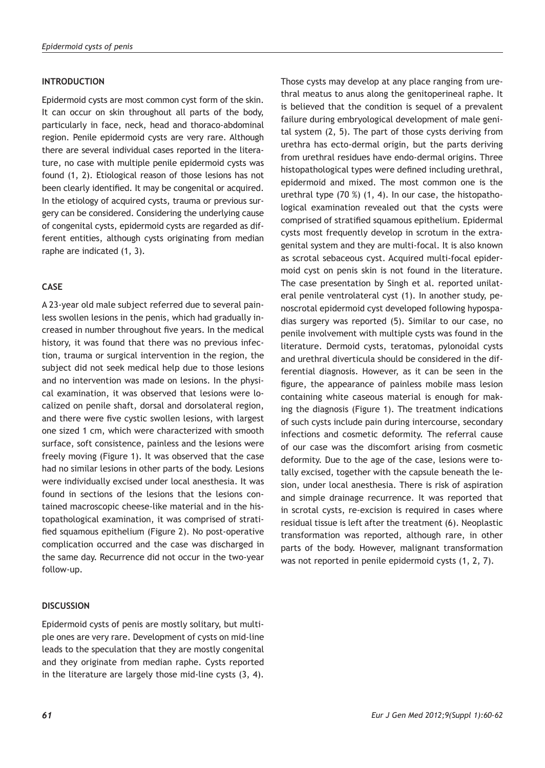## INTRODUCTION

Epidermoid cysts are most common cyst form of the skin. It can occur on skin throughout all parts of the body, particularly in face, neck, head and thoraco-abdominal region. Penile epidermoid cysts are very rare. Although there are several individual cases reported in the literature, no case with multiple penile epidermoid cysts was found (1, 2). Etiological reason of those lesions has not been clearly identified. It may be congenital or acquired. In the etiology of acquired cysts, trauma or previous surgery can be considered. Considering the underlying cause of congenital cysts, epidermoid cysts are regarded as different entities, although cysts originating from median raphe are indicated (1, 3).

## CASE

A 23-year old male subject referred due to several painless swollen lesions in the penis, which had gradually increased in number throughout five years. In the medical history, it was found that there was no previous infection, trauma or surgical intervention in the region, the subject did not seek medical help due to those lesions and no intervention was made on lesions. In the physical examination, it was observed that lesions were localized on penile shaft, dorsal and dorsolateral region, and there were five cystic swollen lesions, with largest one sized 1 cm, which were characterized with smooth surface, soft consistence, painless and the lesions were freely moving (Figure 1). It was observed that the case had no similar lesions in other parts of the body. Lesions were individually excised under local anesthesia. It was found in sections of the lesions that the lesions contained macroscopic cheese-like material and in the histopathological examination, it was comprised of stratified squamous epithelium (Figure 2). No post-operative complication occurred and the case was discharged in the same day. Recurrence did not occur in the two-year follow-up.

## DISCUSSION

Epidermoid cysts of penis are mostly solitary, but multiple ones are very rare. Development of cysts on mid-line leads to the speculation that they are mostly congenital and they originate from median raphe. Cysts reported in the literature are largely those mid-line cysts (3, 4). Those cysts may develop at any place ranging from urethral meatus to anus along the genitoperineal raphe. It is believed that the condition is sequel of a prevalent failure during embryological development of male genital system (2, 5). The part of those cysts deriving from urethra has ecto-dermal origin, but the parts deriving from urethral residues have endo-dermal origins. Three histopathological types were defined including urethral, epidermoid and mixed. The most common one is the urethral type (70 %) (1, 4). In our case, the histopathological examination revealed out that the cysts were comprised of stratified squamous epithelium. Epidermal cysts most frequently develop in scrotum in the extragenital system and they are multi-focal. It is also known as scrotal sebaceous cyst. Acquired multi-focal epidermoid cyst on penis skin is not found in the literature. The case presentation by Singh et al. reported unilateral penile ventrolateral cyst (1). In another study, penoscrotal epidermoid cyst developed following hypospadias surgery was reported (5). Similar to our case, no penile involvement with multiple cysts was found in the literature. Dermoid cysts, teratomas, pylonoidal cysts and urethral diverticula should be considered in the differential diagnosis. However, as it can be seen in the figure, the appearance of painless mobile mass lesion containing white caseous material is enough for making the diagnosis (Figure 1). The treatment indications of such cysts include pain during intercourse, secondary infections and cosmetic deformity. The referral cause of our case was the discomfort arising from cosmetic deformity. Due to the age of the case, lesions were totally excised, together with the capsule beneath the lesion, under local anesthesia. There is risk of aspiration and simple drainage recurrence. It was reported that in scrotal cysts, re-excision is required in cases where residual tissue is left after the treatment (6). Neoplastic transformation was reported, although rare, in other parts of the body. However, malignant transformation was not reported in penile epidermoid cysts (1, 2, 7).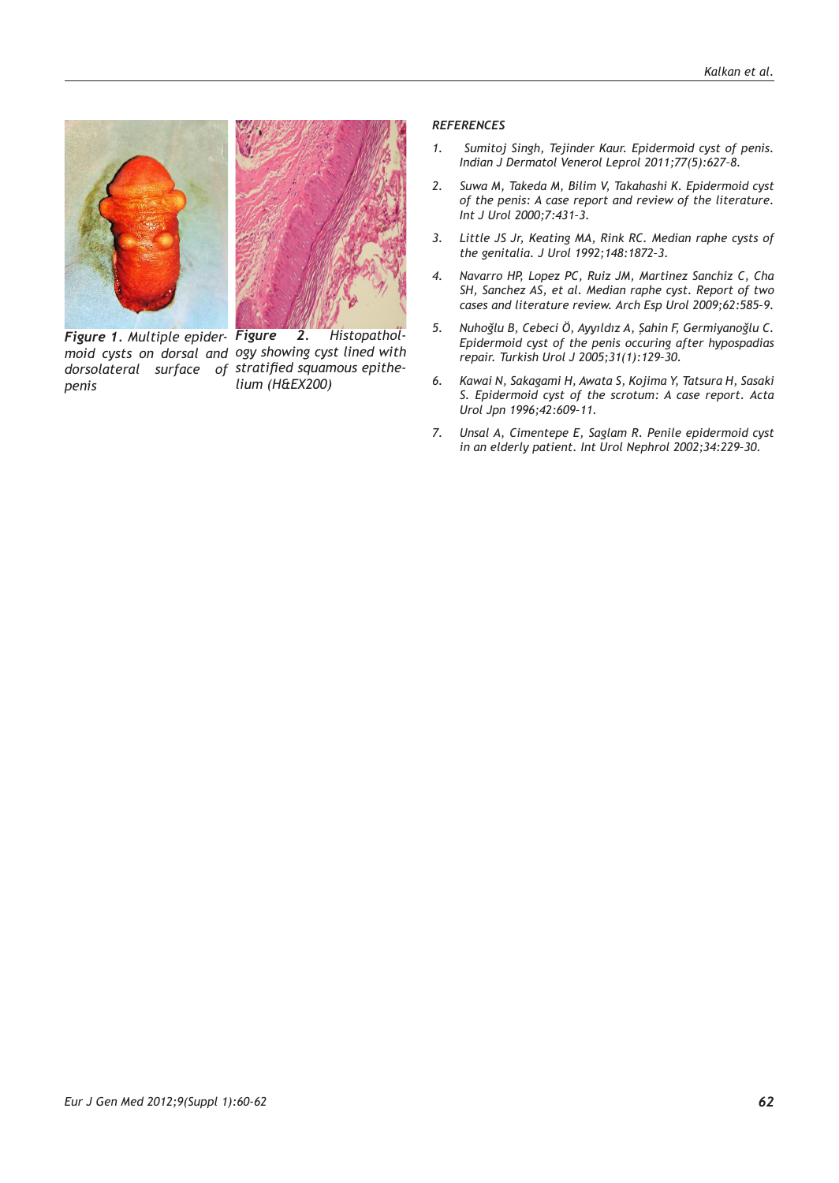**Figure 1.** Multiple epidermoid cysts on dorsal and dorsolateral surface of penis

**Figure 2.** Histopathology showing cyst lined with stratified squamous epithelium (H&EX200)

## REFERENCES

1. Sumitoj Singh, Tejinder Kaur. Epidermoid cyst of penis. Indian J Dermatol Venerol Leprol 2011;77(5):627-8.
2. Suwa M, Takeda M, Bilim V, Takahashi K. Epidermoid cyst of the penis: A case report and review of the literature. Int J Urol 2000;7:431-3.
3. Little JS Jr, Keating MA, Rink RC. Median raphe cysts of the genitalia. J Urol 1992;148:1872-3.
4. Navarro HP, Lopez PC, Ruiz JM, Martinez Sanchiz C, Cha SH, Sanchez AS, et al. Median raphe cyst. Report of two cases and literature review. Arch Esp Urol 2009;62:585-9.
5. Nuhoğlu B, Cebeci Ö, Ayyıldız A, Şahin F, Germiyanoğlu C. Epidermoid cyst of the penis occuring after hypospadias repair. Turkish Urol J 2005;31(1):129-30.
6. Kawai N, Sakagami H, Awata S, Kojima Y, Tatsura H, Sasaki S. Epidermoid cyst of the scrotum: A case report. Acta Urol Jpn 1996;42:609-11.
7. Unsal A, Cimentepe E, Saglam R. Penile epidermoid cyst in an elderly patient. Int Urol Nephrol 2002;34:229-30.